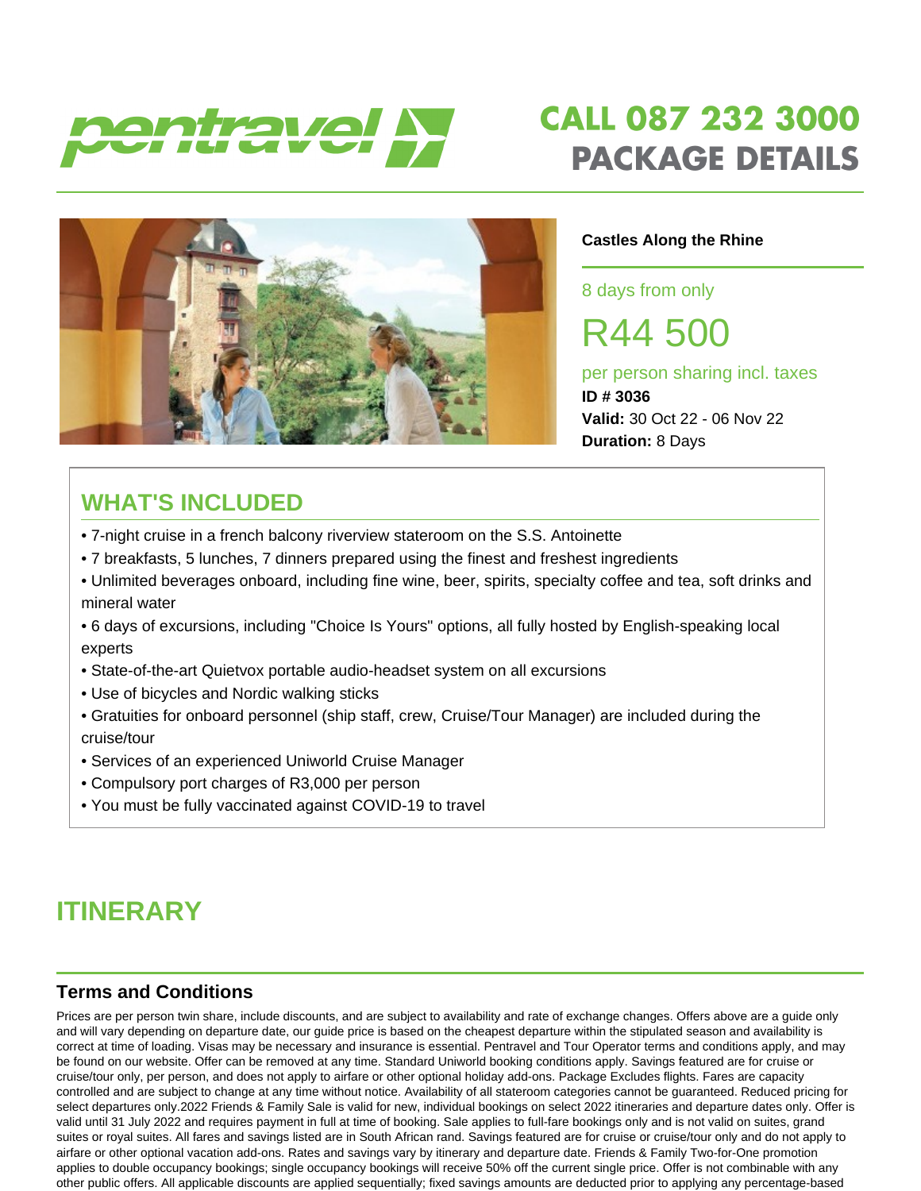pentravel

# CALL 087 232 3000
# PACKAGE DETAILS

**Castles Along the Rhine**

8 days from only

R44 500

per person sharing incl. taxes

**ID # 3036**

**Valid:** 30 Oct 22 - 06 Nov 22

**Duration:** 8 Days

## WHAT'S INCLUDED

- 7-night cruise in a french balcony riverview stateroom on the S.S. Antoinette
- 7 breakfasts, 5 lunches, 7 dinners prepared using the finest and freshest ingredients
- Unlimited beverages onboard, including fine wine, beer, spirits, specialty coffee and tea, soft drinks and mineral water
- 6 days of excursions, including "Choice Is Yours" options, all fully hosted by English-speaking local experts
- State-of-the-art Quietvox portable audio-headset system on all excursions
- Use of bicycles and Nordic walking sticks
- Gratuities for onboard personnel (ship staff, crew, Cruise/Tour Manager) are included during the cruise/tour
- Services of an experienced Uniworld Cruise Manager
- Compulsory port charges of R3,000 per person
- You must be fully vaccinated against COVID-19 to travel

## ITINERARY

### Terms and Conditions

Prices are per person twin share, include discounts, and are subject to availability and rate of exchange changes. Offers above are a guide only and will vary depending on departure date, our guide price is based on the cheapest departure within the stipulated season and availability is correct at time of loading. Visas may be necessary and insurance is essential. Pentravel and Tour Operator terms and conditions apply, and may be found on our website. Offer can be removed at any time. Standard Uniworld booking conditions apply. Savings featured are for cruise or cruise/tour only, per person, and does not apply to airfare or other optional holiday add-ons. Package Excludes flights. Fares are capacity controlled and are subject to change at any time without notice. Availability of all stateroom categories cannot be guaranteed. Reduced pricing for select departures only.2022 Friends & Family Sale is valid for new, individual bookings on select 2022 itineraries and departure dates only. Offer is valid until 31 July 2022 and requires payment in full at time of booking. Sale applies to full-fare bookings only and is not valid on suites, grand suites or royal suites. All fares and savings listed are in South African rand. Savings featured are for cruise or cruise/tour only and do not apply to airfare or other optional vacation add-ons. Rates and savings vary by itinerary and departure date. Friends & Family Two-for-One promotion applies to double occupancy bookings; single occupancy bookings will receive 50% off the current single price. Offer is not combinable with any other public offers. All applicable discounts are applied sequentially; fixed savings amounts are deducted prior to applying any percentage-based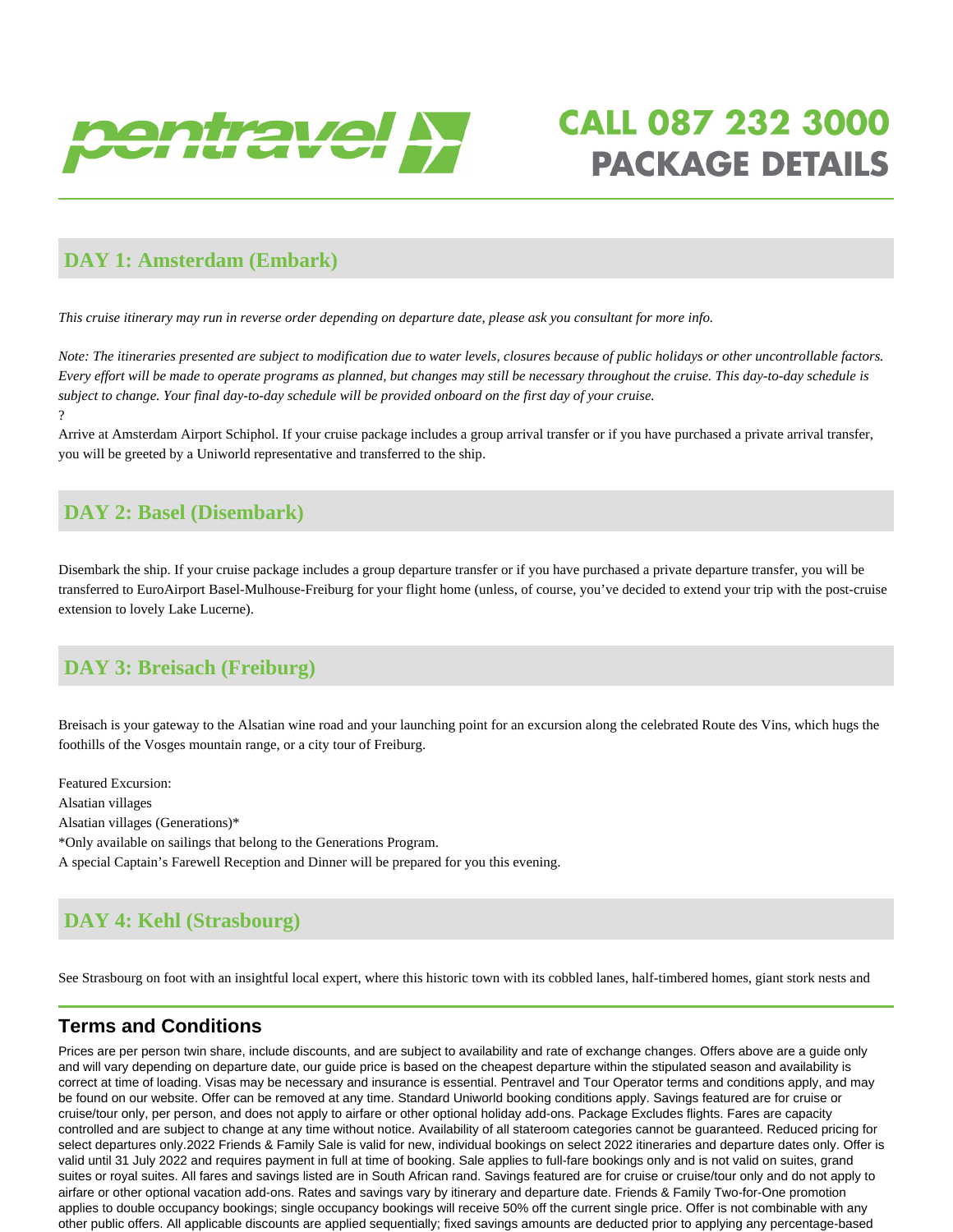## DAY 1: Amsterdam (Embark)

*This cruise itinerary may run in reverse order depending on departure date, please ask you consultant for more info.*

*Note: The itineraries presented are subject to modification due to water levels, closures because of public holidays or other uncontrollable factors. Every effort will be made to operate programs as planned, but changes may still be necessary throughout the cruise. This day-to-day schedule is subject to change. Your final day-to-day schedule will be provided onboard on the first day of your cruise.*
?
Arrive at Amsterdam Airport Schiphol. If your cruise package includes a group arrival transfer or if you have purchased a private arrival transfer, you will be greeted by a Uniworld representative and transferred to the ship.

## DAY 2: Basel (Disembark)

Disembark the ship. If your cruise package includes a group departure transfer or if you have purchased a private departure transfer, you will be transferred to EuroAirport Basel-Mulhouse-Freiburg for your flight home (unless, of course, you've decided to extend your trip with the post-cruise extension to lovely Lake Lucerne).

## DAY 3: Breisach (Freiburg)

Breisach is your gateway to the Alsatian wine road and your launching point for an excursion along the celebrated Route des Vins, which hugs the foothills of the Vosges mountain range, or a city tour of Freiburg.

Featured Excursion:
Alsatian villages
Alsatian villages (Generations)*
*Only available on sailings that belong to the Generations Program.
A special Captain's Farewell Reception and Dinner will be prepared for you this evening.

## DAY 4: Kehl (Strasbourg)

See Strasbourg on foot with an insightful local expert, where this historic town with its cobbled lanes, half-timbered homes, giant stork nests and

## Terms and Conditions

Prices are per person twin share, include discounts, and are subject to availability and rate of exchange changes. Offers above are a guide only and will vary depending on departure date, our guide price is based on the cheapest departure within the stipulated season and availability is correct at time of loading. Visas may be necessary and insurance is essential. Pentravel and Tour Operator terms and conditions apply, and may be found on our website. Offer can be removed at any time. Standard Uniworld booking conditions apply. Savings featured are for cruise or cruise/tour only, per person, and does not apply to airfare or other optional holiday add-ons. Package Excludes flights. Fares are capacity controlled and are subject to change at any time without notice. Availability of all stateroom categories cannot be guaranteed. Reduced pricing for select departures only.2022 Friends & Family Sale is valid for new, individual bookings on select 2022 itineraries and departure dates only. Offer is valid until 31 July 2022 and requires payment in full at time of booking. Sale applies to full-fare bookings only and is not valid on suites, grand suites or royal suites. All fares and savings listed are in South African rand. Savings featured are for cruise or cruise/tour only and do not apply to airfare or other optional vacation add-ons. Rates and savings vary by itinerary and departure date. Friends & Family Two-for-One promotion applies to double occupancy bookings; single occupancy bookings will receive 50% off the current single price. Offer is not combinable with any other public offers. All applicable discounts are applied sequentially; fixed savings amounts are deducted prior to applying any percentage-based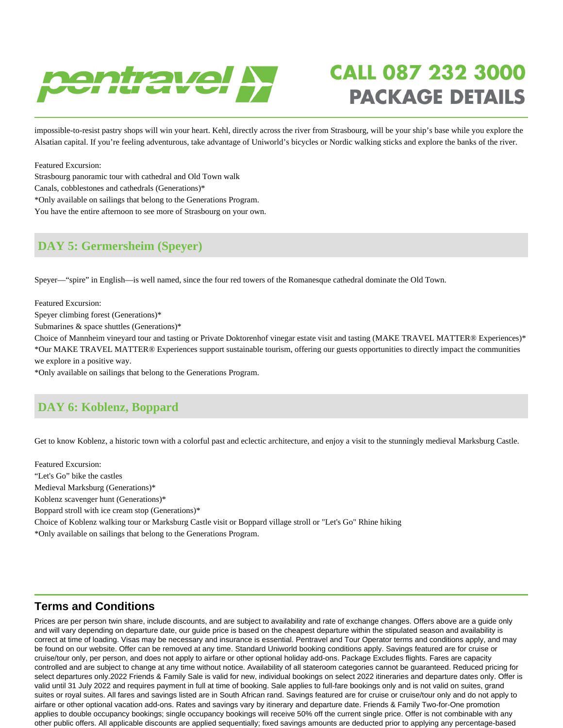impossible-to-resist pastry shops will win your heart. Kehl, directly across the river from Strasbourg, will be your ship's base while you explore the Alsatian capital. If you're feeling adventurous, take advantage of Uniworld's bicycles or Nordic walking sticks and explore the banks of the river.

Featured Excursion:
Strasbourg panoramic tour with cathedral and Old Town walk
Canals, cobblestones and cathedrals (Generations)*
*Only available on sailings that belong to the Generations Program.
You have the entire afternoon to see more of Strasbourg on your own.

## DAY 5: Germersheim (Speyer)

Speyer—"spire" in English—is well named, since the four red towers of the Romanesque cathedral dominate the Old Town.

Featured Excursion:
Speyer climbing forest (Generations)*
Submarines & space shuttles (Generations)*
Choice of Mannheim vineyard tour and tasting or Private Doktorenhof vinegar estate visit and tasting (MAKE TRAVEL MATTER® Experiences)*
*Our MAKE TRAVEL MATTER® Experiences support sustainable tourism, offering our guests opportunities to directly impact the communities we explore in a positive way.
*Only available on sailings that belong to the Generations Program.

## DAY 6: Koblenz, Boppard

Get to know Koblenz, a historic town with a colorful past and eclectic architecture, and enjoy a visit to the stunningly medieval Marksburg Castle.

Featured Excursion:
"Let's Go" bike the castles
Medieval Marksburg (Generations)*
Koblenz scavenger hunt (Generations)*
Boppard stroll with ice cream stop (Generations)*
Choice of Koblenz walking tour or Marksburg Castle visit or Boppard village stroll or "Let's Go" Rhine hiking
*Only available on sailings that belong to the Generations Program.

## Terms and Conditions

Prices are per person twin share, include discounts, and are subject to availability and rate of exchange changes. Offers above are a guide only and will vary depending on departure date, our guide price is based on the cheapest departure within the stipulated season and availability is correct at time of loading. Visas may be necessary and insurance is essential. Pentravel and Tour Operator terms and conditions apply, and may be found on our website. Offer can be removed at any time. Standard Uniworld booking conditions apply. Savings featured are for cruise or cruise/tour only, per person, and does not apply to airfare or other optional holiday add-ons. Package Excludes flights. Fares are capacity controlled and are subject to change at any time without notice. Availability of all stateroom categories cannot be guaranteed. Reduced pricing for select departures only.2022 Friends & Family Sale is valid for new, individual bookings on select 2022 itineraries and departure dates only. Offer is valid until 31 July 2022 and requires payment in full at time of booking. Sale applies to full-fare bookings only and is not valid on suites, grand suites or royal suites. All fares and savings listed are in South African rand. Savings featured are for cruise or cruise/tour only and do not apply to airfare or other optional vacation add-ons. Rates and savings vary by itinerary and departure date. Friends & Family Two-for-One promotion applies to double occupancy bookings; single occupancy bookings will receive 50% off the current single price. Offer is not combinable with any other public offers. All applicable discounts are applied sequentially; fixed savings amounts are deducted prior to applying any percentage-based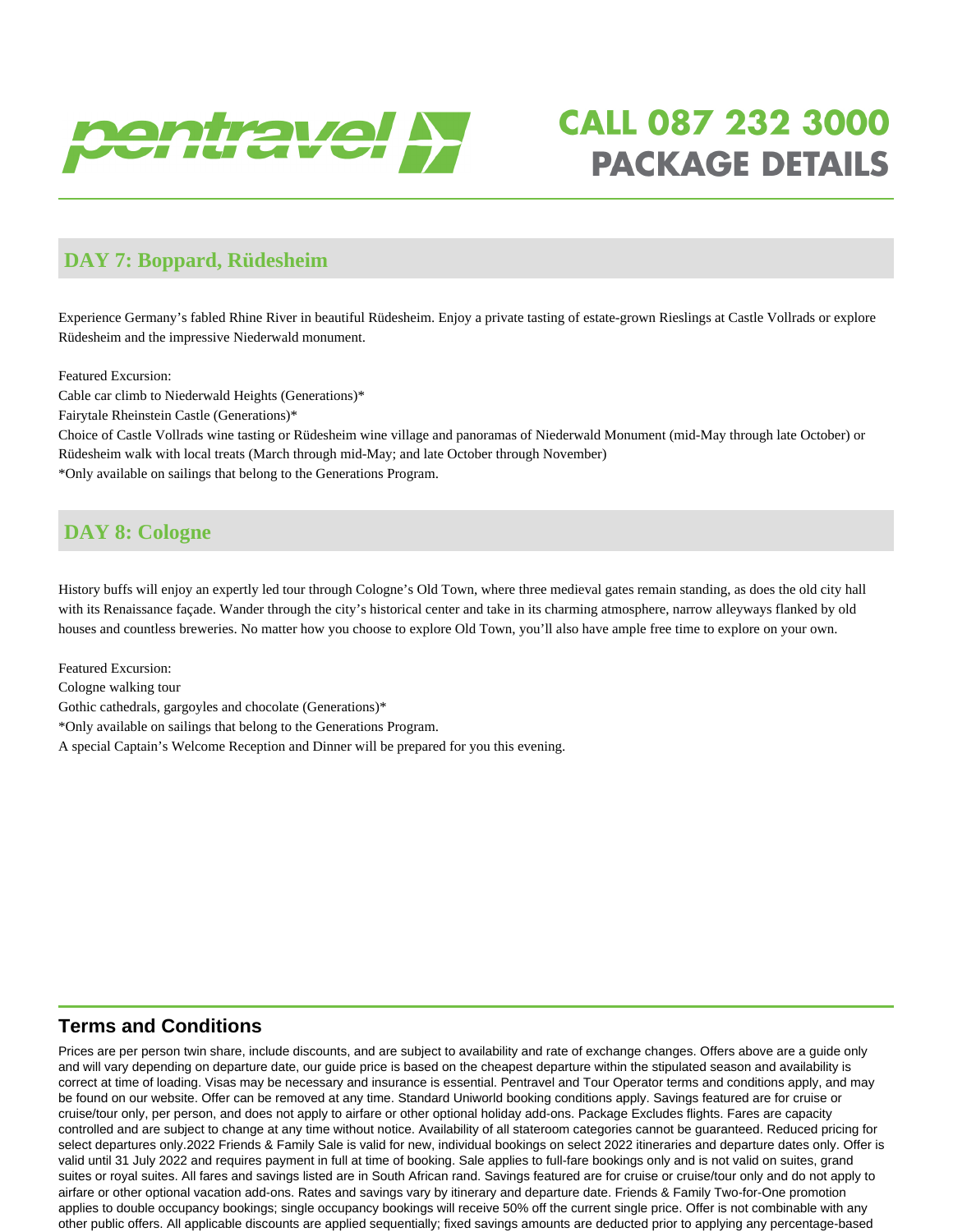## DAY 7: Boppard, Rüdesheim

Experience Germany's fabled Rhine River in beautiful Rüdesheim. Enjoy a private tasting of estate-grown Rieslings at Castle Vollrads or explore Rüdesheim and the impressive Niederwald monument.

Featured Excursion:
Cable car climb to Niederwald Heights (Generations)*
Fairytale Rheinstein Castle (Generations)*
Choice of Castle Vollrads wine tasting or Rüdesheim wine village and panoramas of Niederwald Monument (mid-May through late October) or Rüdesheim walk with local treats (March through mid-May; and late October through November)
*Only available on sailings that belong to the Generations Program.

## DAY 8: Cologne

History buffs will enjoy an expertly led tour through Cologne's Old Town, where three medieval gates remain standing, as does the old city hall with its Renaissance façade. Wander through the city's historical center and take in its charming atmosphere, narrow alleyways flanked by old houses and countless breweries. No matter how you choose to explore Old Town, you'll also have ample free time to explore on your own.

Featured Excursion:
Cologne walking tour
Gothic cathedrals, gargoyles and chocolate (Generations)*
*Only available on sailings that belong to the Generations Program.
A special Captain's Welcome Reception and Dinner will be prepared for you this evening.

## Terms and Conditions

Prices are per person twin share, include discounts, and are subject to availability and rate of exchange changes. Offers above are a guide only and will vary depending on departure date, our guide price is based on the cheapest departure within the stipulated season and availability is correct at time of loading. Visas may be necessary and insurance is essential. Pentravel and Tour Operator terms and conditions apply, and may be found on our website. Offer can be removed at any time. Standard Uniworld booking conditions apply. Savings featured are for cruise or cruise/tour only, per person, and does not apply to airfare or other optional holiday add-ons. Package Excludes flights. Fares are capacity controlled and are subject to change at any time without notice. Availability of all stateroom categories cannot be guaranteed. Reduced pricing for select departures only.2022 Friends & Family Sale is valid for new, individual bookings on select 2022 itineraries and departure dates only. Offer is valid until 31 July 2022 and requires payment in full at time of booking. Sale applies to full-fare bookings only and is not valid on suites, grand suites or royal suites. All fares and savings listed are in South African rand. Savings featured are for cruise or cruise/tour only and do not apply to airfare or other optional vacation add-ons. Rates and savings vary by itinerary and departure date. Friends & Family Two-for-One promotion applies to double occupancy bookings; single occupancy bookings will receive 50% off the current single price. Offer is not combinable with any other public offers. All applicable discounts are applied sequentially; fixed savings amounts are deducted prior to applying any percentage-based